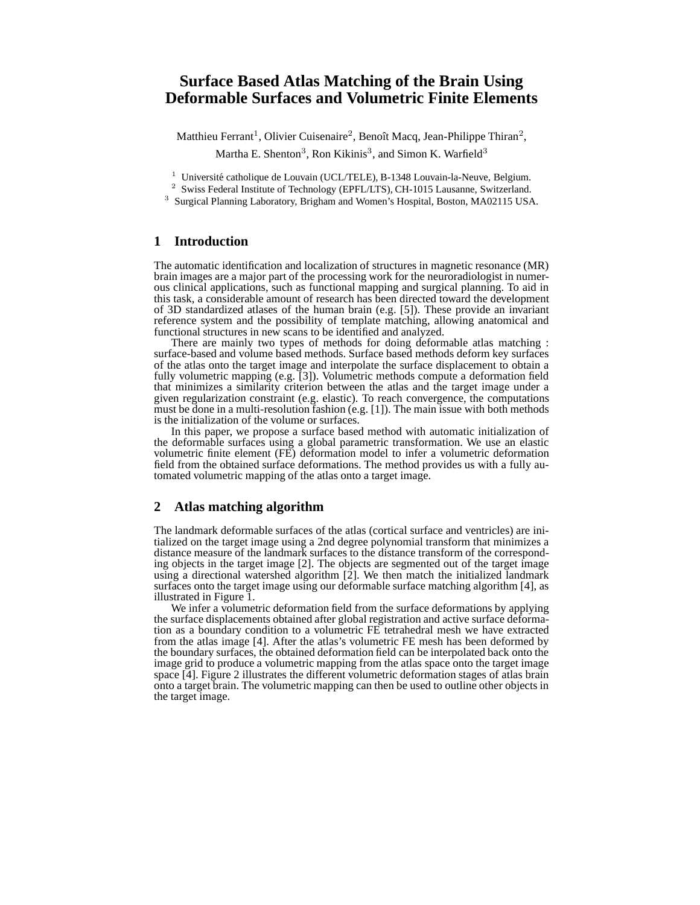# Surface Based Atlas Matching of the Brain Using Deformable Surfaces and Volumetric Finite Elements

Matthieu Ferrant[1], Olivier Cuisenaire[2], Benoît Macq, Jean-Philippe Thiran[2], Martha E. Shenton[3], Ron Kikinis[3], and Simon K. Warfield[3]

[1] Université catholique de Louvain (UCL/TELE), B-1348 Louvain-la-Neuve, Belgium.
[2] Swiss Federal Institute of Technology (EPFL/LTS), CH-1015 Lausanne, Switzerland.
[3] Surgical Planning Laboratory, Brigham and Women's Hospital, Boston, MA02115 USA.

## 1 Introduction

The automatic identification and localization of structures in magnetic resonance (MR) brain images are a major part of the processing work for the neuroradiologist in numerous clinical applications, such as functional mapping and surgical planning. To aid in this task, a considerable amount of research has been directed toward the development of 3D standardized atlases of the human brain (e.g. [5]). These provide an invariant reference system and the possibility of template matching, allowing anatomical and functional structures in new scans to be identified and analyzed.

There are mainly two types of methods for doing deformable atlas matching : surface-based and volume based methods. Surface based methods deform key surfaces of the atlas onto the target image and interpolate the surface displacement to obtain a fully volumetric mapping (e.g. [3]). Volumetric methods compute a deformation field that minimizes a similarity criterion between the atlas and the target image under a given regularization constraint (e.g. elastic). To reach convergence, the computations must be done in a multi-resolution fashion (e.g. [1]). The main issue with both methods is the initialization of the volume or surfaces.

In this paper, we propose a surface based method with automatic initialization of the deformable surfaces using a global parametric transformation. We use an elastic volumetric finite element (FE) deformation model to infer a volumetric deformation field from the obtained surface deformations. The method provides us with a fully automated volumetric mapping of the atlas onto a target image.

## 2 Atlas matching algorithm

The landmark deformable surfaces of the atlas (cortical surface and ventricles) are initialized on the target image using a 2nd degree polynomial transform that minimizes a distance measure of the landmark surfaces to the distance transform of the corresponding objects in the target image [2]. The objects are segmented out of the target image using a directional watershed algorithm [2]. We then match the initialized landmark surfaces onto the target image using our deformable surface matching algorithm [4], as illustrated in Figure 1.

We infer a volumetric deformation field from the surface deformations by applying the surface displacements obtained after global registration and active surface deformation as a boundary condition to a volumetric FE tetrahedral mesh we have extracted from the atlas image [4]. After the atlas's volumetric FE mesh has been deformed by the boundary surfaces, the obtained deformation field can be interpolated back onto the image grid to produce a volumetric mapping from the atlas space onto the target image space [4]. Figure 2 illustrates the different volumetric deformation stages of atlas brain onto a target brain. The volumetric mapping can then be used to outline other objects in the target image.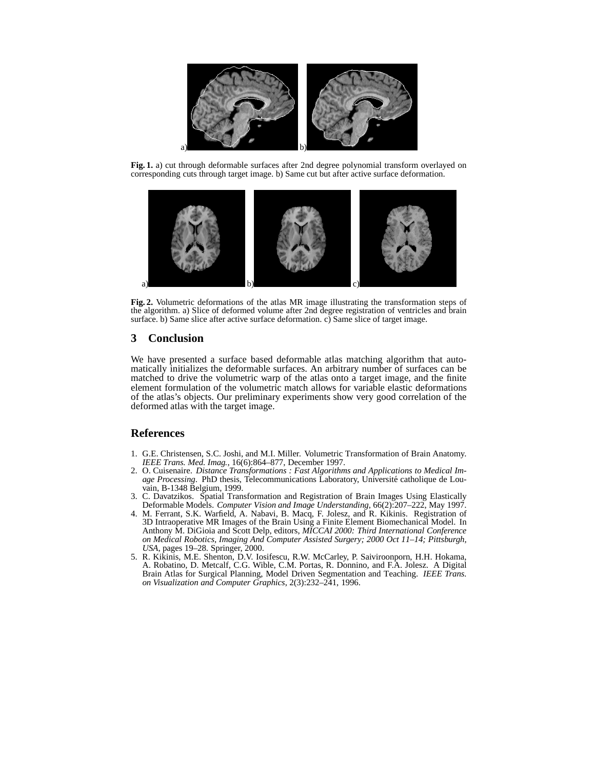a) b)

**Fig. 1.** a) cut through deformable surfaces after 2nd degree polynomial transform overlayed on corresponding cuts through target image. b) Same cut but after active surface deformation.

a) b) c)

**Fig. 2.** Volumetric deformations of the atlas MR image illustrating the transformation steps of the algorithm. a) Slice of deformed volume after 2nd degree registration of ventricles and brain surface. b) Same slice after active surface deformation. c) Same slice of target image.

## 3 Conclusion

We have presented a surface based deformable atlas matching algorithm that automatically initializes the deformable surfaces. An arbitrary number of surfaces can be matched to drive the volumetric warp of the atlas onto a target image, and the finite element formulation of the volumetric match allows for variable elastic deformations of the atlas's objects. Our preliminary experiments show very good correlation of the deformed atlas with the target image.

## References

1. G.E. Christensen, S.C. Joshi, and M.I. Miller. Volumetric Transformation of Brain Anatomy. *IEEE Trans. Med. Imag.*, 16(6):864–877, December 1997.
2. O. Cuisenaire. *Distance Transformations : Fast Algorithms and Applications to Medical Image Processing*. PhD thesis, Telecommunications Laboratory, Université catholique de Louvain, B-1348 Belgium, 1999.
3. C. Davatzikos. Spatial Transformation and Registration of Brain Images Using Elastically Deformable Models. *Computer Vision and Image Understanding*, 66(2):207–222, May 1997.
4. M. Ferrant, S.K. Warfield, A. Nabavi, B. Macq, F. Jolesz, and R. Kikinis. Registration of 3D Intraoperative MR Images of the Brain Using a Finite Element Biomechanical Model. In Anthony M. DiGioia and Scott Delp, editors, *MICCAI 2000: Third International Conference on Medical Robotics, Imaging And Computer Assisted Surgery; 2000 Oct 11–14; Pittsburgh, USA*, pages 19–28. Springer, 2000.
5. R. Kikinis, M.E. Shenton, D.V. Iosifescu, R.W. McCarley, P. Saiviroonporn, H.H. Hokama, A. Robatino, D. Metcalf, C.G. Wible, C.M. Portas, R. Donnino, and F.A. Jolesz. A Digital Brain Atlas for Surgical Planning, Model Driven Segmentation and Teaching. *IEEE Trans. on Visualization and Computer Graphics*, 2(3):232–241, 1996.